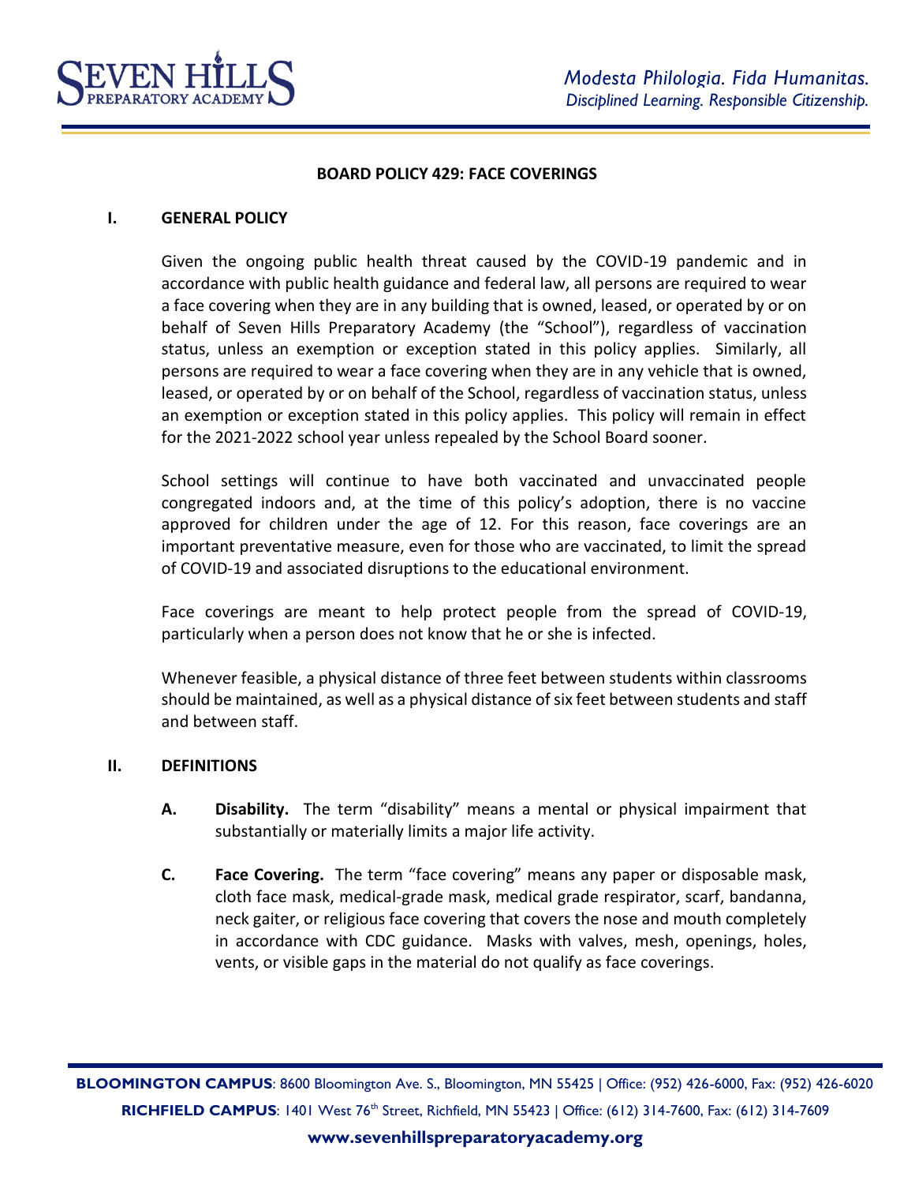# BOARD POLICY 429: FACE COVERINGS

## I. GENERAL POLICY

Given the ongoing public health threat caused by the COVID-19 pandemic and in accordance with public health guidance and federal law, all persons are required to wear a face covering when they are in any building that is owned, leased, or operated by or on behalf of Seven Hills Preparatory Academy (the "School"), regardless of vaccination status, unless an exemption or exception stated in this policy applies. Similarly, all persons are required to wear a face covering when they are in any vehicle that is owned, leased, or operated by or on behalf of the School, regardless of vaccination status, unless an exemption or exception stated in this policy applies. This policy will remain in effect for the 2021-2022 school year unless repealed by the School Board sooner.

School settings will continue to have both vaccinated and unvaccinated people congregated indoors and, at the time of this policy's adoption, there is no vaccine approved for children under the age of 12. For this reason, face coverings are an important preventative measure, even for those who are vaccinated, to limit the spread of COVID-19 and associated disruptions to the educational environment.

Face coverings are meant to help protect people from the spread of COVID-19, particularly when a person does not know that he or she is infected.

Whenever feasible, a physical distance of three feet between students within classrooms should be maintained, as well as a physical distance of six feet between students and staff and between staff.

## II. DEFINITIONS

**A. Disability.** The term "disability" means a mental or physical impairment that substantially or materially limits a major life activity.

**C. Face Covering.** The term "face covering" means any paper or disposable mask, cloth face mask, medical-grade mask, medical grade respirator, scarf, bandanna, neck gaiter, or religious face covering that covers the nose and mouth completely in accordance with CDC guidance. Masks with valves, mesh, openings, holes, vents, or visible gaps in the material do not qualify as face coverings.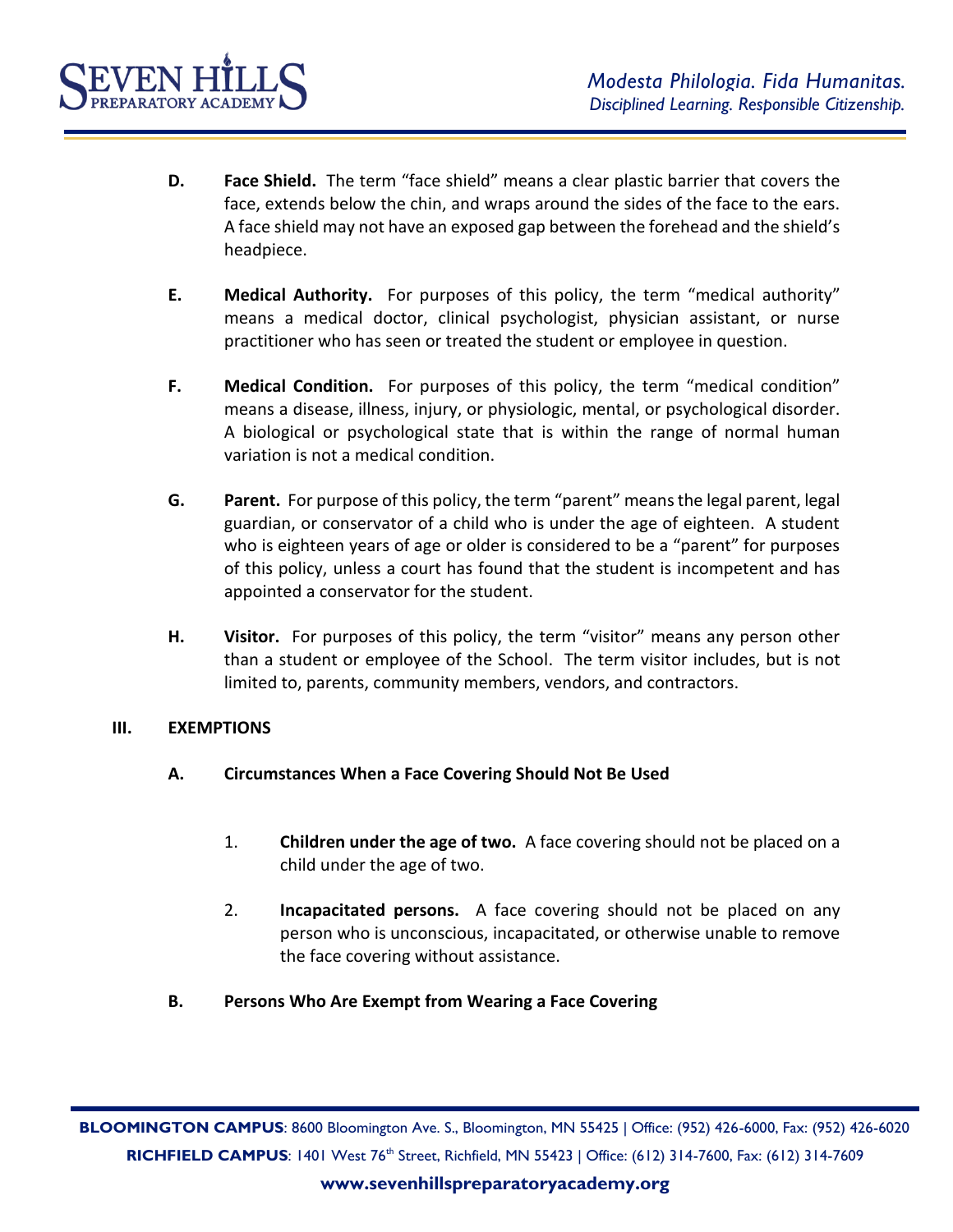**D. Face Shield.** The term "face shield" means a clear plastic barrier that covers the face, extends below the chin, and wraps around the sides of the face to the ears. A face shield may not have an exposed gap between the forehead and the shield's headpiece.

**E. Medical Authority.** For purposes of this policy, the term "medical authority" means a medical doctor, clinical psychologist, physician assistant, or nurse practitioner who has seen or treated the student or employee in question.

**F. Medical Condition.** For purposes of this policy, the term "medical condition" means a disease, illness, injury, or physiologic, mental, or psychological disorder. A biological or psychological state that is within the range of normal human variation is not a medical condition.

**G. Parent.** For purpose of this policy, the term "parent" means the legal parent, legal guardian, or conservator of a child who is under the age of eighteen. A student who is eighteen years of age or older is considered to be a "parent" for purposes of this policy, unless a court has found that the student is incompetent and has appointed a conservator for the student.

**H. Visitor.** For purposes of this policy, the term "visitor" means any person other than a student or employee of the School. The term visitor includes, but is not limited to, parents, community members, vendors, and contractors.

## III. EXEMPTIONS

### A. Circumstances When a Face Covering Should Not Be Used

1. **Children under the age of two.** A face covering should not be placed on a child under the age of two.

2. **Incapacitated persons.** A face covering should not be placed on any person who is unconscious, incapacitated, or otherwise unable to remove the face covering without assistance.

### B. Persons Who Are Exempt from Wearing a Face Covering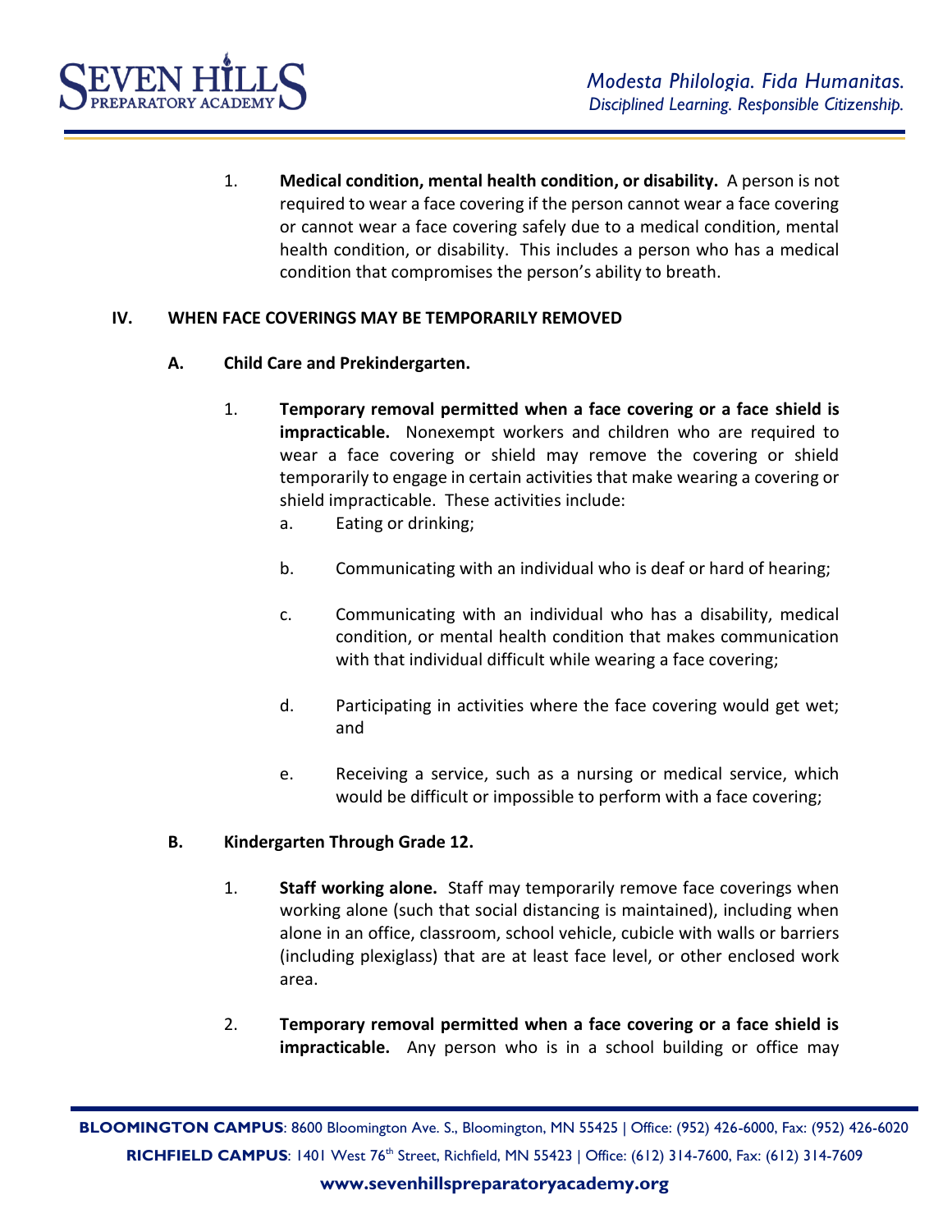1. **Medical condition, mental health condition, or disability.** A person is not required to wear a face covering if the person cannot wear a face covering or cannot wear a face covering safely due to a medical condition, mental health condition, or disability. This includes a person who has a medical condition that compromises the person's ability to breath.

## IV. WHEN FACE COVERINGS MAY BE TEMPORARILY REMOVED

### A. Child Care and Prekindergarten.

1. **Temporary removal permitted when a face covering or a face shield is impracticable.** Nonexempt workers and children who are required to wear a face covering or shield may remove the covering or shield temporarily to engage in certain activities that make wearing a covering or shield impracticable. These activities include:
   a. Eating or drinking;

   b. Communicating with an individual who is deaf or hard of hearing;

   c. Communicating with an individual who has a disability, medical condition, or mental health condition that makes communication with that individual difficult while wearing a face covering;

   d. Participating in activities where the face covering would get wet; and

   e. Receiving a service, such as a nursing or medical service, which would be difficult or impossible to perform with a face covering;

### B. Kindergarten Through Grade 12.

1. **Staff working alone.** Staff may temporarily remove face coverings when working alone (such that social distancing is maintained), including when alone in an office, classroom, school vehicle, cubicle with walls or barriers (including plexiglass) that are at least face level, or other enclosed work area.

2. **Temporary removal permitted when a face covering or a face shield is impracticable.** Any person who is in a school building or office may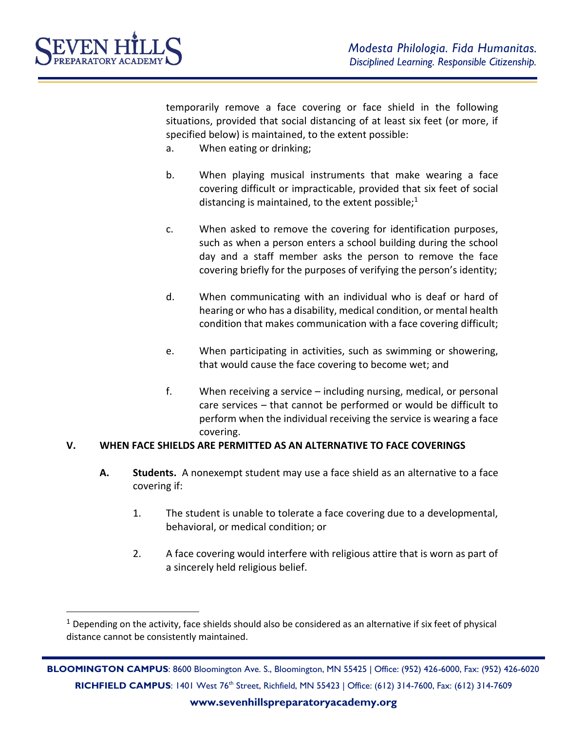temporarily remove a face covering or face shield in the following situations, provided that social distancing of at least six feet (or more, if specified below) is maintained, to the extent possible:

a. When eating or drinking;

b. When playing musical instruments that make wearing a face covering difficult or impracticable, provided that six feet of social distancing is maintained, to the extent possible;[1]

c. When asked to remove the covering for identification purposes, such as when a person enters a school building during the school day and a staff member asks the person to remove the face covering briefly for the purposes of verifying the person's identity;

d. When communicating with an individual who is deaf or hard of hearing or who has a disability, medical condition, or mental health condition that makes communication with a face covering difficult;

e. When participating in activities, such as swimming or showering, that would cause the face covering to become wet; and

f. When receiving a service – including nursing, medical, or personal care services – that cannot be performed or would be difficult to perform when the individual receiving the service is wearing a face covering.

## V. WHEN FACE SHIELDS ARE PERMITTED AS AN ALTERNATIVE TO FACE COVERINGS

**A. Students.** A nonexempt student may use a face shield as an alternative to a face covering if:

1. The student is unable to tolerate a face covering due to a developmental, behavioral, or medical condition; or

2. A face covering would interfere with religious attire that is worn as part of a sincerely held religious belief.

---

[1] Depending on the activity, face shields should also be considered as an alternative if six feet of physical distance cannot be consistently maintained.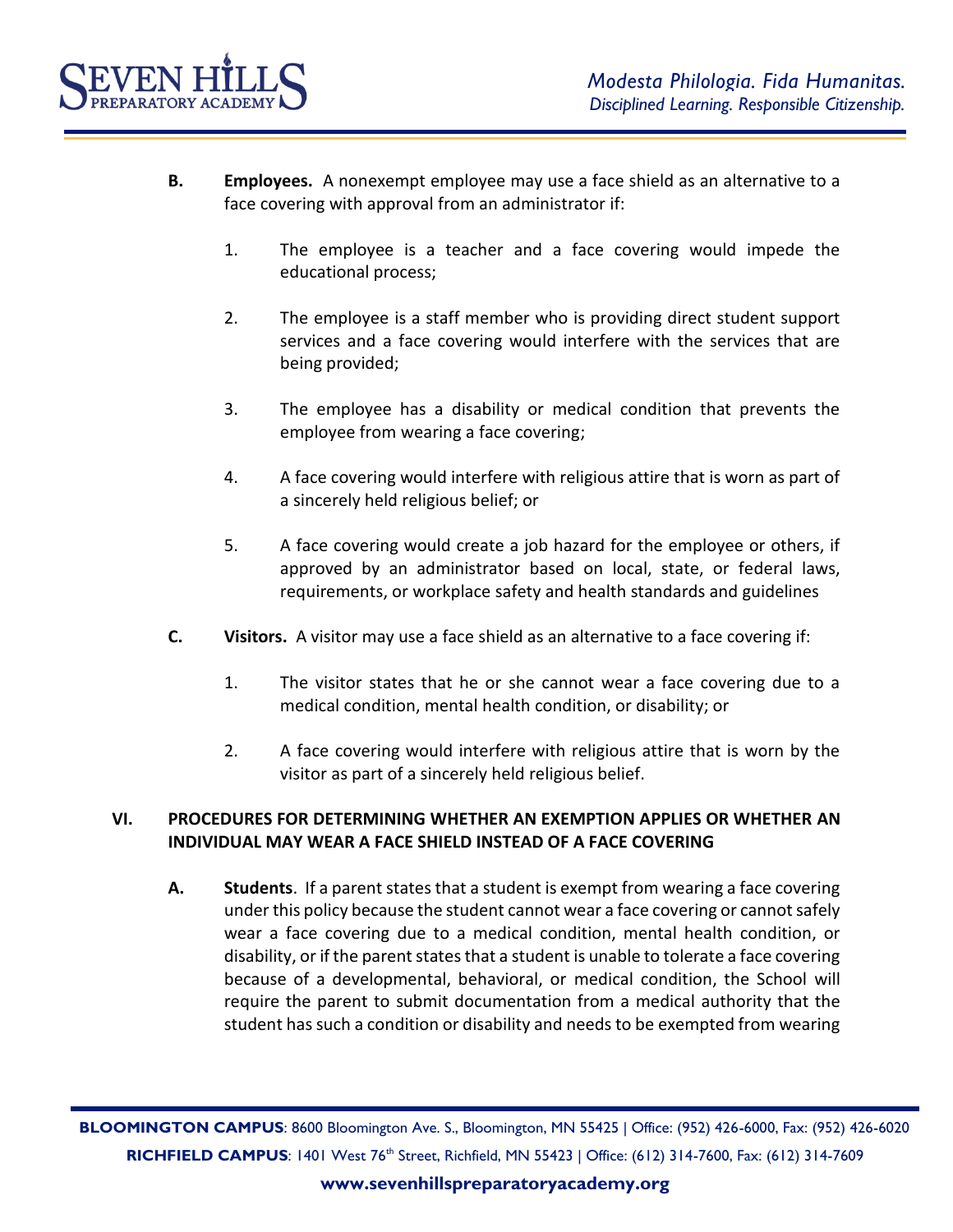**B.** **Employees.** A nonexempt employee may use a face shield as an alternative to a face covering with approval from an administrator if:

1. The employee is a teacher and a face covering would impede the educational process;

2. The employee is a staff member who is providing direct student support services and a face covering would interfere with the services that are being provided;

3. The employee has a disability or medical condition that prevents the employee from wearing a face covering;

4. A face covering would interfere with religious attire that is worn as part of a sincerely held religious belief; or

5. A face covering would create a job hazard for the employee or others, if approved by an administrator based on local, state, or federal laws, requirements, or workplace safety and health standards and guidelines

**C.** **Visitors.** A visitor may use a face shield as an alternative to a face covering if:

1. The visitor states that he or she cannot wear a face covering due to a medical condition, mental health condition, or disability; or

2. A face covering would interfere with religious attire that is worn by the visitor as part of a sincerely held religious belief.

## VI. PROCEDURES FOR DETERMINING WHETHER AN EXEMPTION APPLIES OR WHETHER AN INDIVIDUAL MAY WEAR A FACE SHIELD INSTEAD OF A FACE COVERING

**A.** **Students**. If a parent states that a student is exempt from wearing a face covering under this policy because the student cannot wear a face covering or cannot safely wear a face covering due to a medical condition, mental health condition, or disability, or if the parent states that a student is unable to tolerate a face covering because of a developmental, behavioral, or medical condition, the School will require the parent to submit documentation from a medical authority that the student has such a condition or disability and needs to be exempted from wearing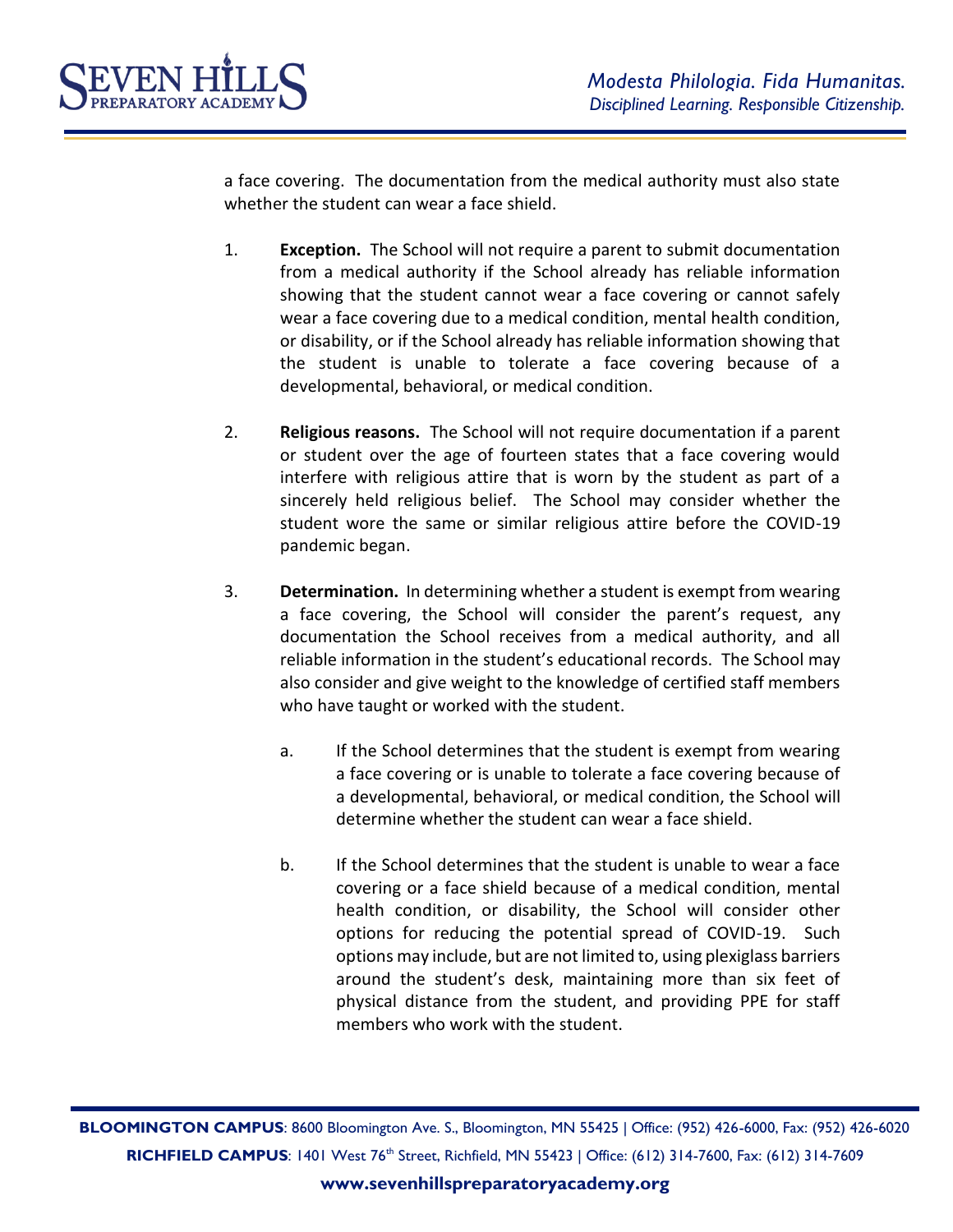a face covering. The documentation from the medical authority must also state whether the student can wear a face shield.

1. **Exception.** The School will not require a parent to submit documentation from a medical authority if the School already has reliable information showing that the student cannot wear a face covering or cannot safely wear a face covering due to a medical condition, mental health condition, or disability, or if the School already has reliable information showing that the student is unable to tolerate a face covering because of a developmental, behavioral, or medical condition.

2. **Religious reasons.** The School will not require documentation if a parent or student over the age of fourteen states that a face covering would interfere with religious attire that is worn by the student as part of a sincerely held religious belief. The School may consider whether the student wore the same or similar religious attire before the COVID-19 pandemic began.

3. **Determination.** In determining whether a student is exempt from wearing a face covering, the School will consider the parent's request, any documentation the School receives from a medical authority, and all reliable information in the student's educational records. The School may also consider and give weight to the knowledge of certified staff members who have taught or worked with the student.

   a. If the School determines that the student is exempt from wearing a face covering or is unable to tolerate a face covering because of a developmental, behavioral, or medical condition, the School will determine whether the student can wear a face shield.

   b. If the School determines that the student is unable to wear a face covering or a face shield because of a medical condition, mental health condition, or disability, the School will consider other options for reducing the potential spread of COVID-19. Such options may include, but are not limited to, using plexiglass barriers around the student's desk, maintaining more than six feet of physical distance from the student, and providing PPE for staff members who work with the student.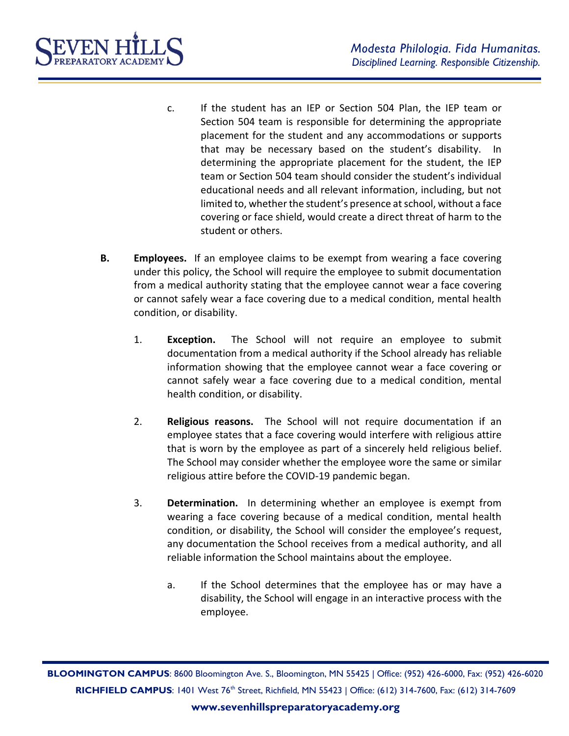c. If the student has an IEP or Section 504 Plan, the IEP team or Section 504 team is responsible for determining the appropriate placement for the student and any accommodations or supports that may be necessary based on the student's disability. In determining the appropriate placement for the student, the IEP team or Section 504 team should consider the student's individual educational needs and all relevant information, including, but not limited to, whether the student's presence at school, without a face covering or face shield, would create a direct threat of harm to the student or others.

**B. Employees.** If an employee claims to be exempt from wearing a face covering under this policy, the School will require the employee to submit documentation from a medical authority stating that the employee cannot wear a face covering or cannot safely wear a face covering due to a medical condition, mental health condition, or disability.

1. **Exception.** The School will not require an employee to submit documentation from a medical authority if the School already has reliable information showing that the employee cannot wear a face covering or cannot safely wear a face covering due to a medical condition, mental health condition, or disability.

2. **Religious reasons.** The School will not require documentation if an employee states that a face covering would interfere with religious attire that is worn by the employee as part of a sincerely held religious belief. The School may consider whether the employee wore the same or similar religious attire before the COVID-19 pandemic began.

3. **Determination.** In determining whether an employee is exempt from wearing a face covering because of a medical condition, mental health condition, or disability, the School will consider the employee's request, any documentation the School receives from a medical authority, and all reliable information the School maintains about the employee.

   a. If the School determines that the employee has or may have a disability, the School will engage in an interactive process with the employee.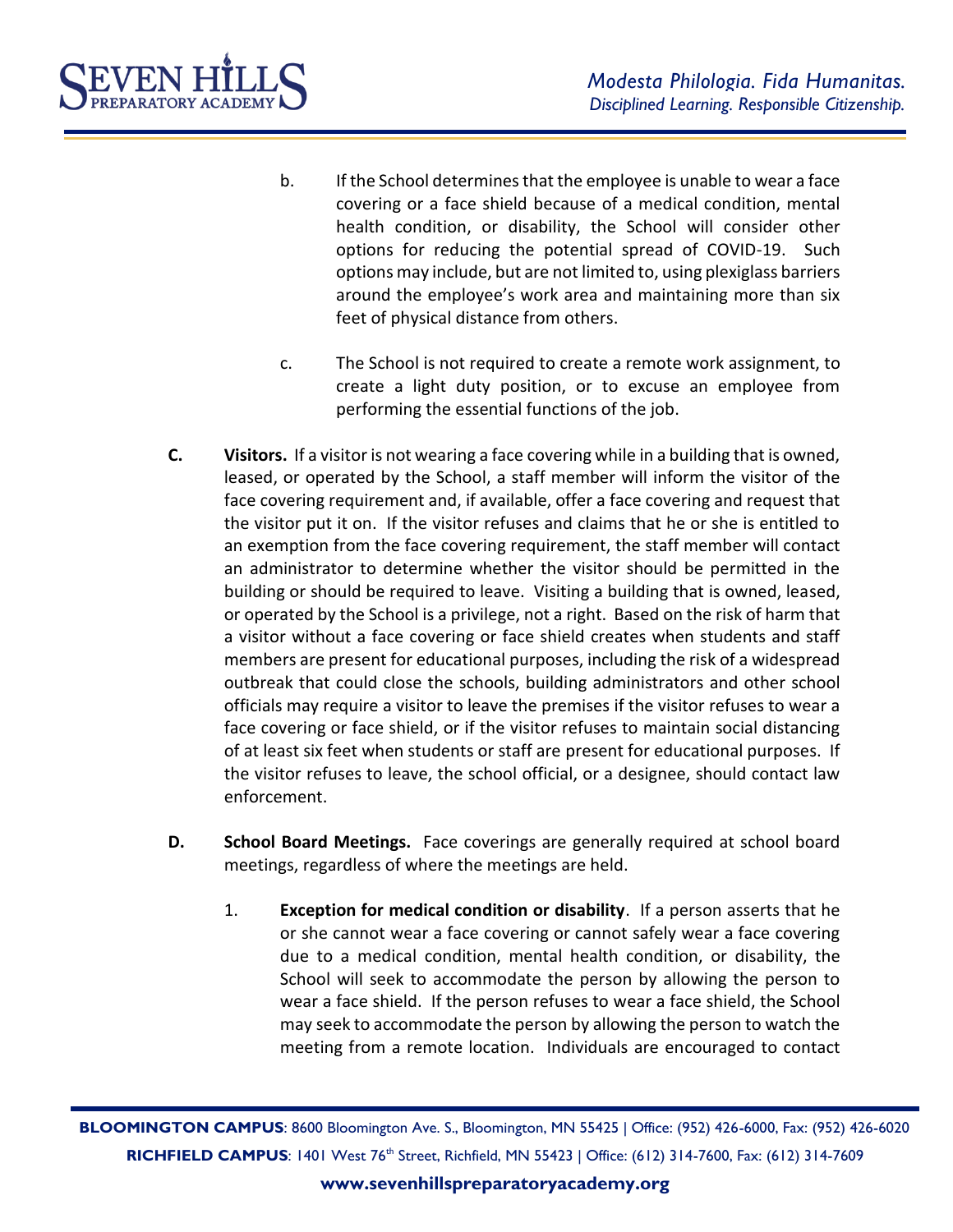b. If the School determines that the employee is unable to wear a face covering or a face shield because of a medical condition, mental health condition, or disability, the School will consider other options for reducing the potential spread of COVID-19. Such options may include, but are not limited to, using plexiglass barriers around the employee's work area and maintaining more than six feet of physical distance from others.

c. The School is not required to create a remote work assignment, to create a light duty position, or to excuse an employee from performing the essential functions of the job.

**C. Visitors.** If a visitor is not wearing a face covering while in a building that is owned, leased, or operated by the School, a staff member will inform the visitor of the face covering requirement and, if available, offer a face covering and request that the visitor put it on. If the visitor refuses and claims that he or she is entitled to an exemption from the face covering requirement, the staff member will contact an administrator to determine whether the visitor should be permitted in the building or should be required to leave. Visiting a building that is owned, leased, or operated by the School is a privilege, not a right. Based on the risk of harm that a visitor without a face covering or face shield creates when students and staff members are present for educational purposes, including the risk of a widespread outbreak that could close the schools, building administrators and other school officials may require a visitor to leave the premises if the visitor refuses to wear a face covering or face shield, or if the visitor refuses to maintain social distancing of at least six feet when students or staff are present for educational purposes. If the visitor refuses to leave, the school official, or a designee, should contact law enforcement.

**D. School Board Meetings.** Face coverings are generally required at school board meetings, regardless of where the meetings are held.

1. **Exception for medical condition or disability**. If a person asserts that he or she cannot wear a face covering or cannot safely wear a face covering due to a medical condition, mental health condition, or disability, the School will seek to accommodate the person by allowing the person to wear a face shield. If the person refuses to wear a face shield, the School may seek to accommodate the person by allowing the person to watch the meeting from a remote location. Individuals are encouraged to contact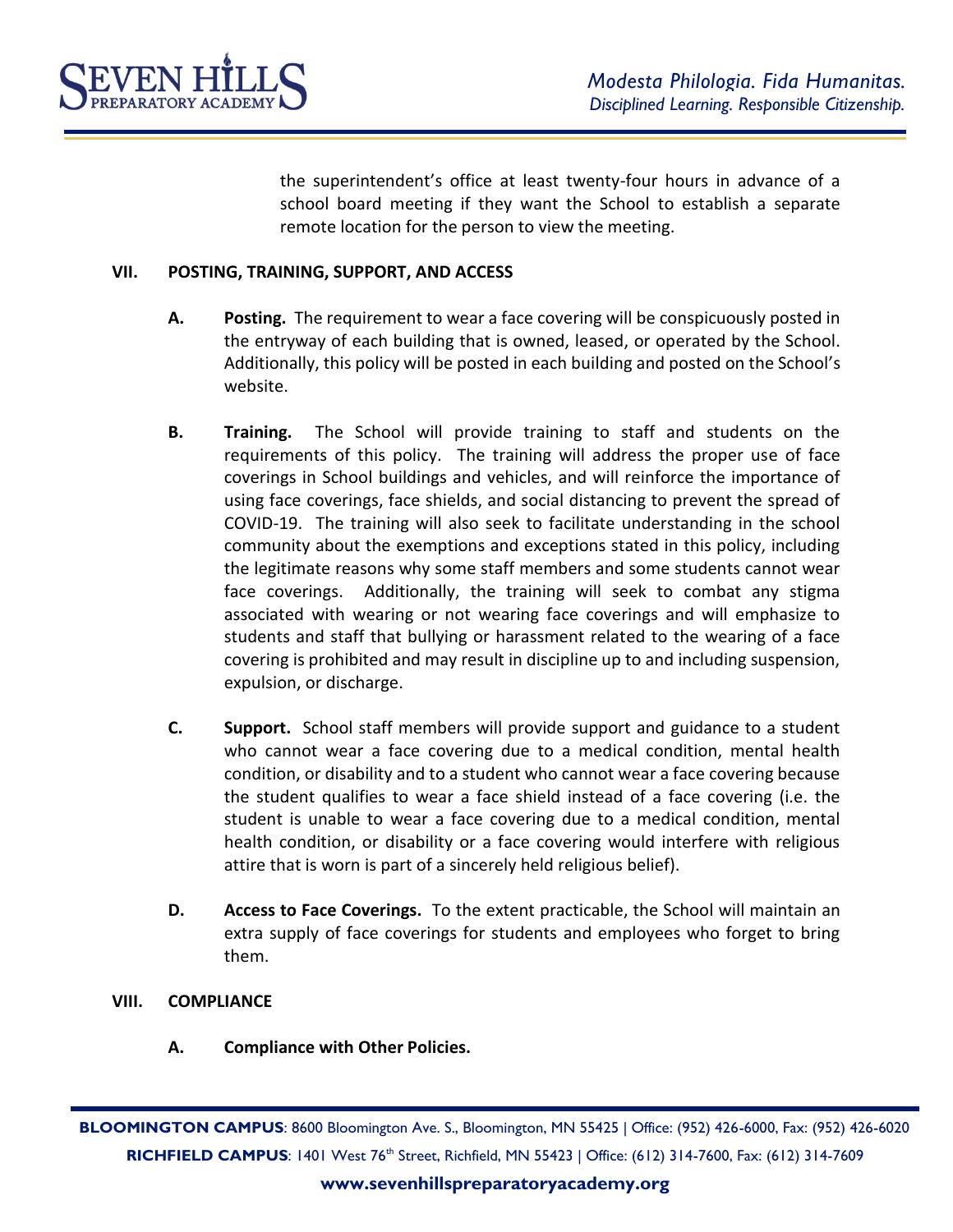the superintendent's office at least twenty-four hours in advance of a school board meeting if they want the School to establish a separate remote location for the person to view the meeting.

## VII. POSTING, TRAINING, SUPPORT, AND ACCESS

**A. Posting.** The requirement to wear a face covering will be conspicuously posted in the entryway of each building that is owned, leased, or operated by the School. Additionally, this policy will be posted in each building and posted on the School's website.

**B. Training.** The School will provide training to staff and students on the requirements of this policy. The training will address the proper use of face coverings in School buildings and vehicles, and will reinforce the importance of using face coverings, face shields, and social distancing to prevent the spread of COVID-19. The training will also seek to facilitate understanding in the school community about the exemptions and exceptions stated in this policy, including the legitimate reasons why some staff members and some students cannot wear face coverings. Additionally, the training will seek to combat any stigma associated with wearing or not wearing face coverings and will emphasize to students and staff that bullying or harassment related to the wearing of a face covering is prohibited and may result in discipline up to and including suspension, expulsion, or discharge.

**C. Support.** School staff members will provide support and guidance to a student who cannot wear a face covering due to a medical condition, mental health condition, or disability and to a student who cannot wear a face covering because the student qualifies to wear a face shield instead of a face covering (i.e. the student is unable to wear a face covering due to a medical condition, mental health condition, or disability or a face covering would interfere with religious attire that is worn is part of a sincerely held religious belief).

**D. Access to Face Coverings.** To the extent practicable, the School will maintain an extra supply of face coverings for students and employees who forget to bring them.

## VIII. COMPLIANCE

**A. Compliance with Other Policies.**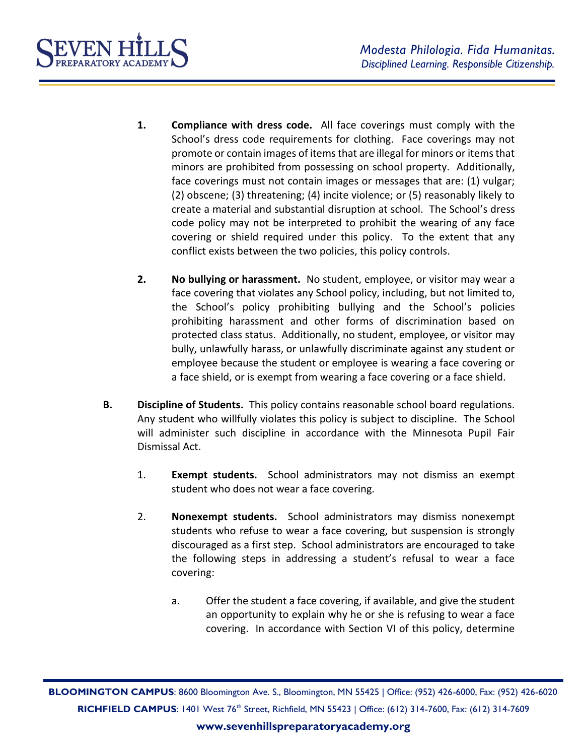1. **Compliance with dress code.** All face coverings must comply with the School's dress code requirements for clothing. Face coverings may not promote or contain images of items that are illegal for minors or items that minors are prohibited from possessing on school property. Additionally, face coverings must not contain images or messages that are: (1) vulgar; (2) obscene; (3) threatening; (4) incite violence; or (5) reasonably likely to create a material and substantial disruption at school. The School's dress code policy may not be interpreted to prohibit the wearing of any face covering or shield required under this policy. To the extent that any conflict exists between the two policies, this policy controls.

2. **No bullying or harassment.** No student, employee, or visitor may wear a face covering that violates any School policy, including, but not limited to, the School's policy prohibiting bullying and the School's policies prohibiting harassment and other forms of discrimination based on protected class status. Additionally, no student, employee, or visitor may bully, unlawfully harass, or unlawfully discriminate against any student or employee because the student or employee is wearing a face covering or a face shield, or is exempt from wearing a face covering or a face shield.

**B. Discipline of Students.** This policy contains reasonable school board regulations. Any student who willfully violates this policy is subject to discipline. The School will administer such discipline in accordance with the Minnesota Pupil Fair Dismissal Act.

1. **Exempt students.** School administrators may not dismiss an exempt student who does not wear a face covering.

2. **Nonexempt students.** School administrators may dismiss nonexempt students who refuse to wear a face covering, but suspension is strongly discouraged as a first step. School administrators are encouraged to take the following steps in addressing a student's refusal to wear a face covering:

   a. Offer the student a face covering, if available, and give the student an opportunity to explain why he or she is refusing to wear a face covering. In accordance with Section VI of this policy, determine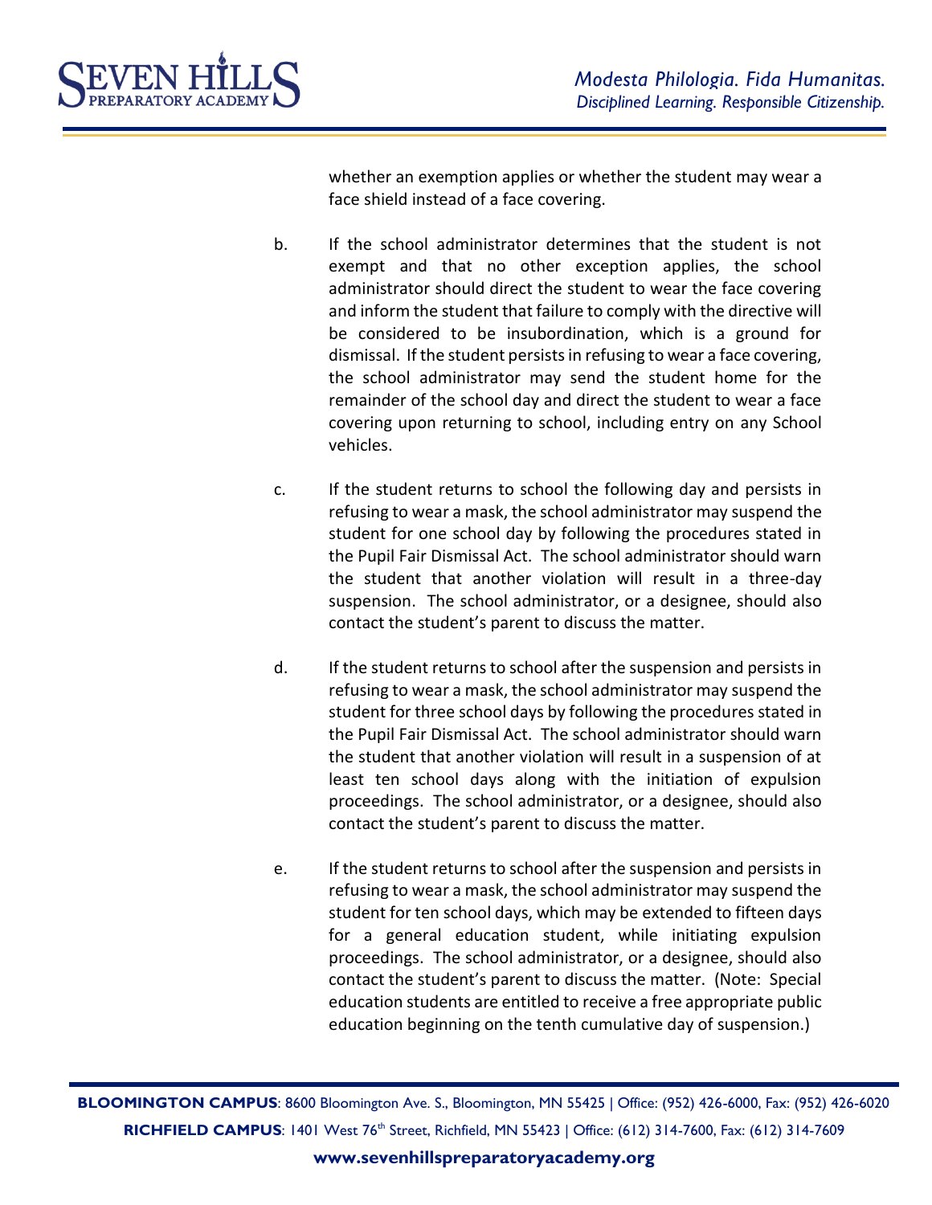whether an exemption applies or whether the student may wear a face shield instead of a face covering.

b. If the school administrator determines that the student is not exempt and that no other exception applies, the school administrator should direct the student to wear the face covering and inform the student that failure to comply with the directive will be considered to be insubordination, which is a ground for dismissal. If the student persists in refusing to wear a face covering, the school administrator may send the student home for the remainder of the school day and direct the student to wear a face covering upon returning to school, including entry on any School vehicles.

c. If the student returns to school the following day and persists in refusing to wear a mask, the school administrator may suspend the student for one school day by following the procedures stated in the Pupil Fair Dismissal Act. The school administrator should warn the student that another violation will result in a three-day suspension. The school administrator, or a designee, should also contact the student's parent to discuss the matter.

d. If the student returns to school after the suspension and persists in refusing to wear a mask, the school administrator may suspend the student for three school days by following the procedures stated in the Pupil Fair Dismissal Act. The school administrator should warn the student that another violation will result in a suspension of at least ten school days along with the initiation of expulsion proceedings. The school administrator, or a designee, should also contact the student's parent to discuss the matter.

e. If the student returns to school after the suspension and persists in refusing to wear a mask, the school administrator may suspend the student for ten school days, which may be extended to fifteen days for a general education student, while initiating expulsion proceedings. The school administrator, or a designee, should also contact the student's parent to discuss the matter. (Note: Special education students are entitled to receive a free appropriate public education beginning on the tenth cumulative day of suspension.)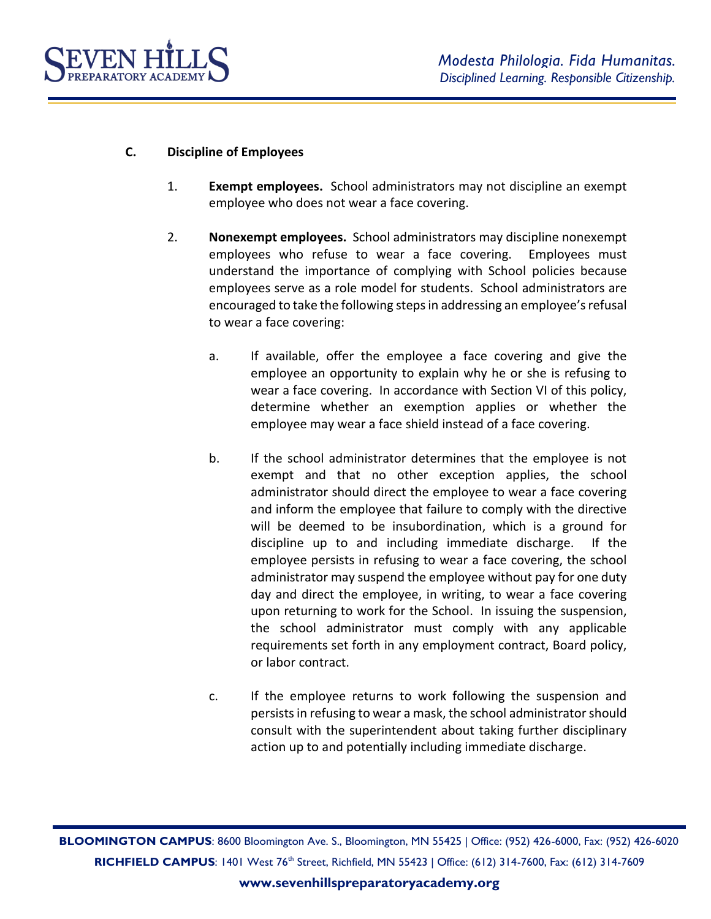### C. Discipline of Employees

1. **Exempt employees.** School administrators may not discipline an exempt employee who does not wear a face covering.

2. **Nonexempt employees.** School administrators may discipline nonexempt employees who refuse to wear a face covering. Employees must understand the importance of complying with School policies because employees serve as a role model for students. School administrators are encouraged to take the following steps in addressing an employee's refusal to wear a face covering:

   a. If available, offer the employee a face covering and give the employee an opportunity to explain why he or she is refusing to wear a face covering. In accordance with Section VI of this policy, determine whether an exemption applies or whether the employee may wear a face shield instead of a face covering.

   b. If the school administrator determines that the employee is not exempt and that no other exception applies, the school administrator should direct the employee to wear a face covering and inform the employee that failure to comply with the directive will be deemed to be insubordination, which is a ground for discipline up to and including immediate discharge. If the employee persists in refusing to wear a face covering, the school administrator may suspend the employee without pay for one duty day and direct the employee, in writing, to wear a face covering upon returning to work for the School. In issuing the suspension, the school administrator must comply with any applicable requirements set forth in any employment contract, Board policy, or labor contract.

   c. If the employee returns to work following the suspension and persists in refusing to wear a mask, the school administrator should consult with the superintendent about taking further disciplinary action up to and potentially including immediate discharge.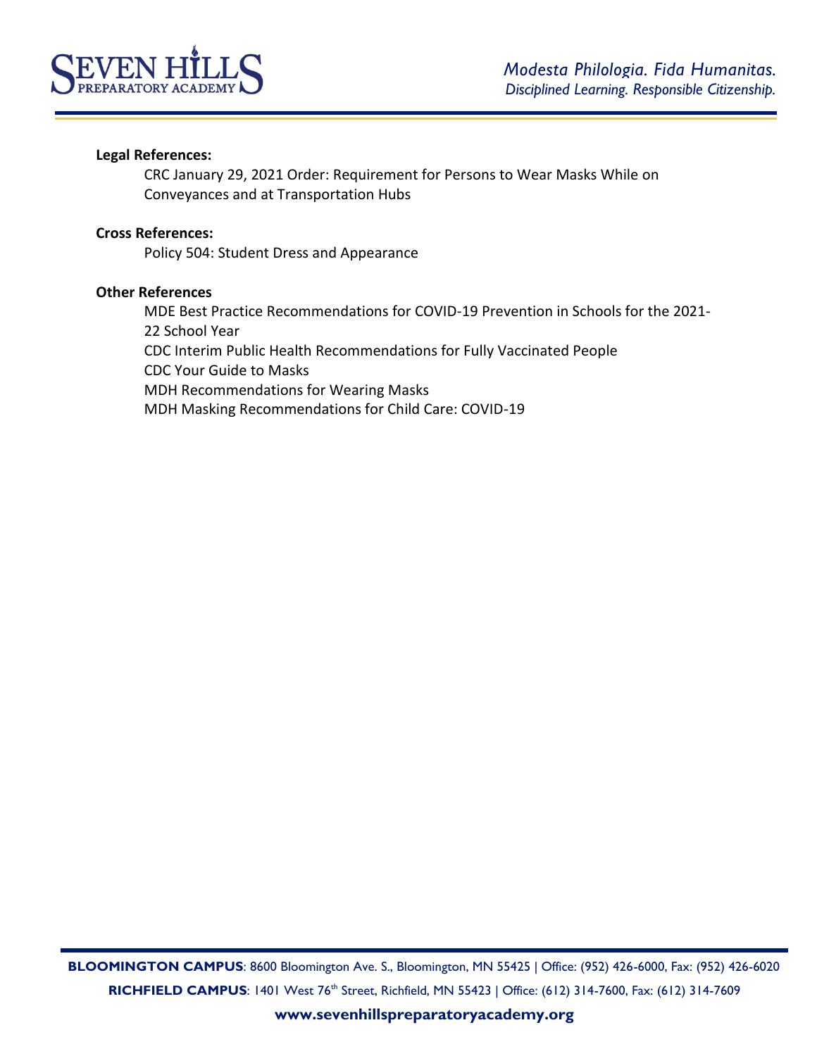**Legal References:**

CRC January 29, 2021 Order: Requirement for Persons to Wear Masks While on Conveyances and at Transportation Hubs

**Cross References:**

Policy 504: Student Dress and Appearance

**Other References**

MDE Best Practice Recommendations for COVID-19 Prevention in Schools for the 2021-22 School Year
CDC Interim Public Health Recommendations for Fully Vaccinated People
CDC Your Guide to Masks
MDH Recommendations for Wearing Masks
MDH Masking Recommendations for Child Care: COVID-19